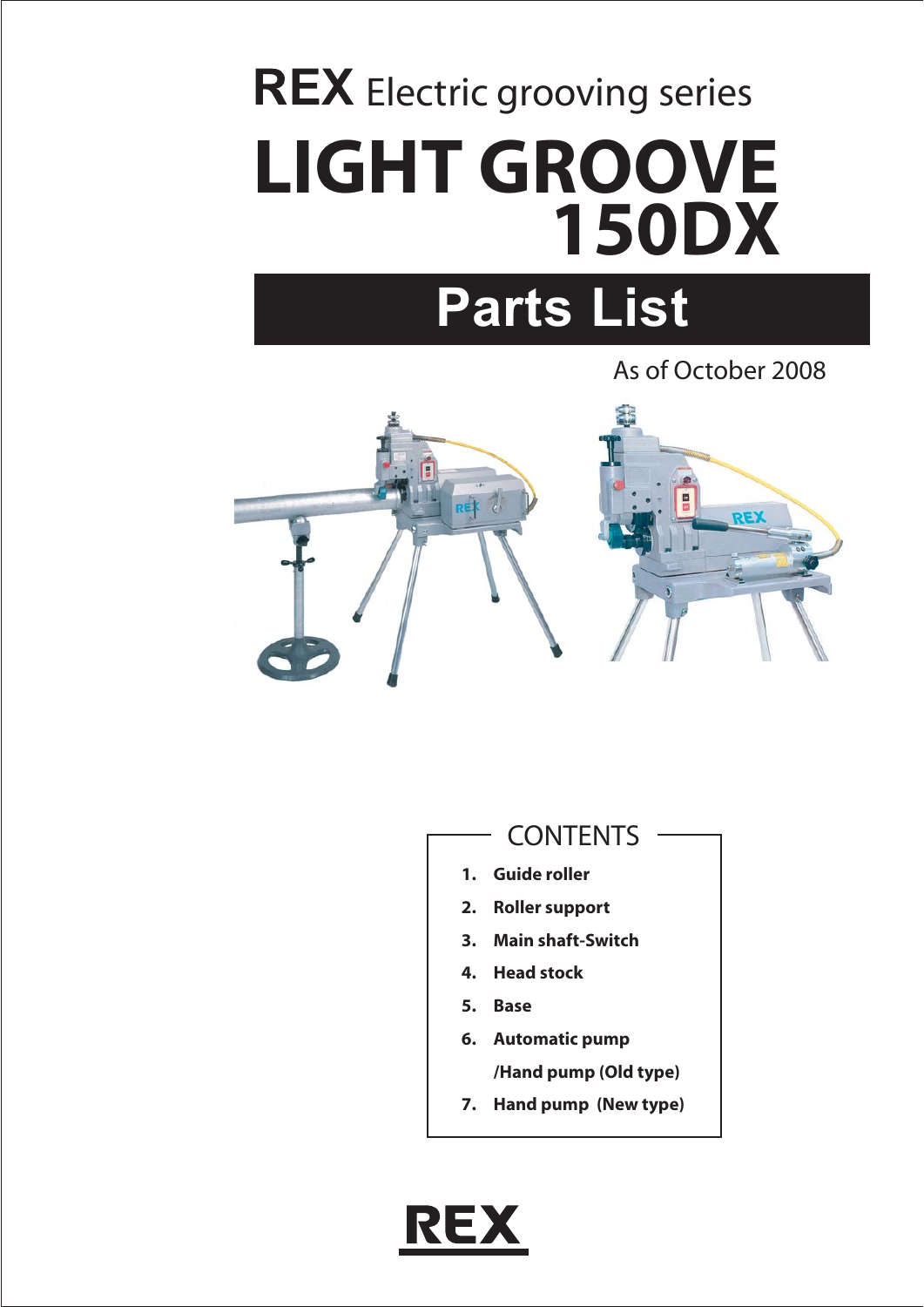**REX** Electric grooving series

# LIGHT GROOVE 150DX

## Parts List

As of October 2008

### CONTENTS

1. **Guide roller**
2. **Roller support**
3. **Main shaft-Switch**
4. **Head stock**
5. **Base**
6. **Automatic pump /Hand pump (Old type)**
7. **Hand pump (New type)**

**REX**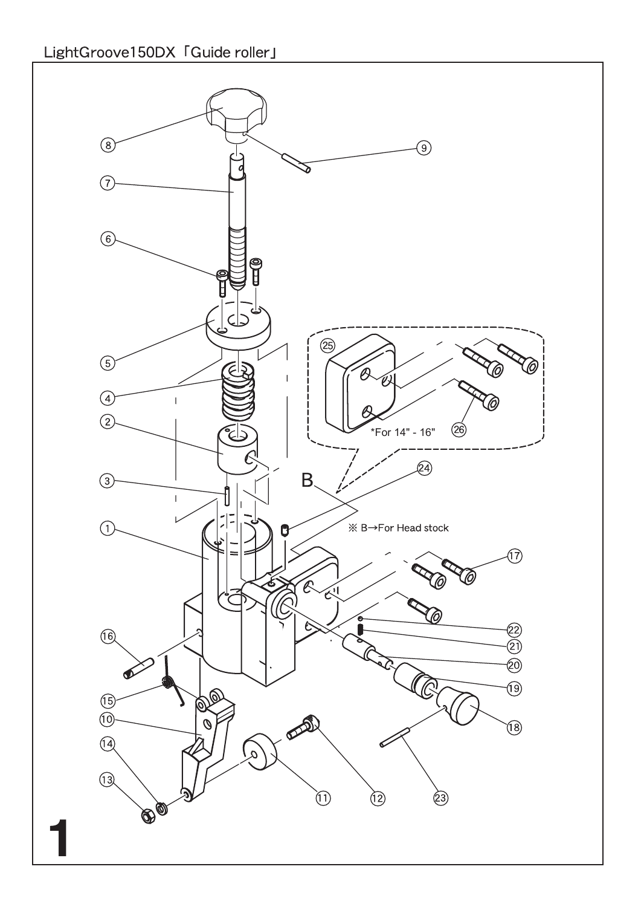LightGroove150DX「Guide roller」

*For 14" - 16"

※ B→For Head stock

1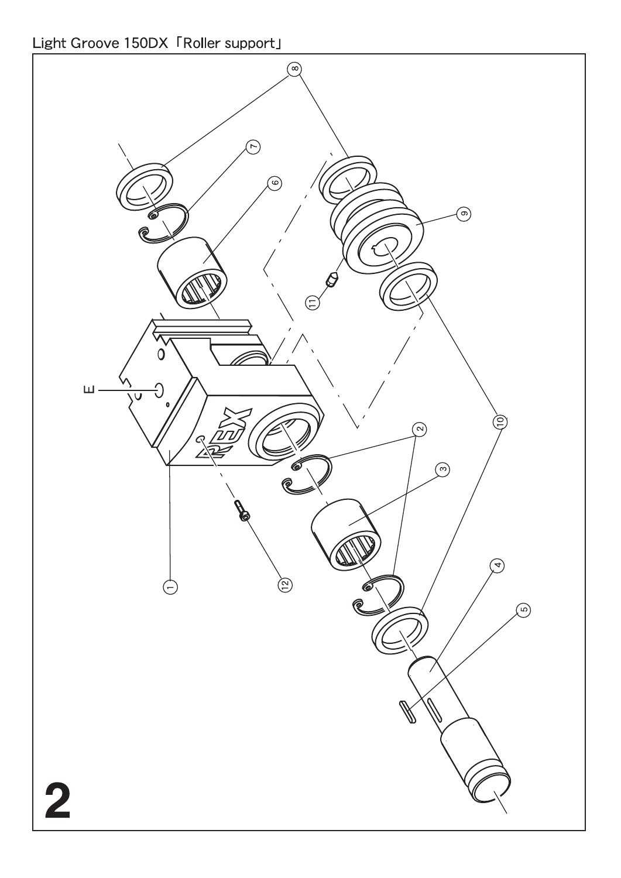Light Groove 150DX「Roller support」

E

1 2 3 4 5 6 7 8 9 10 11 12

2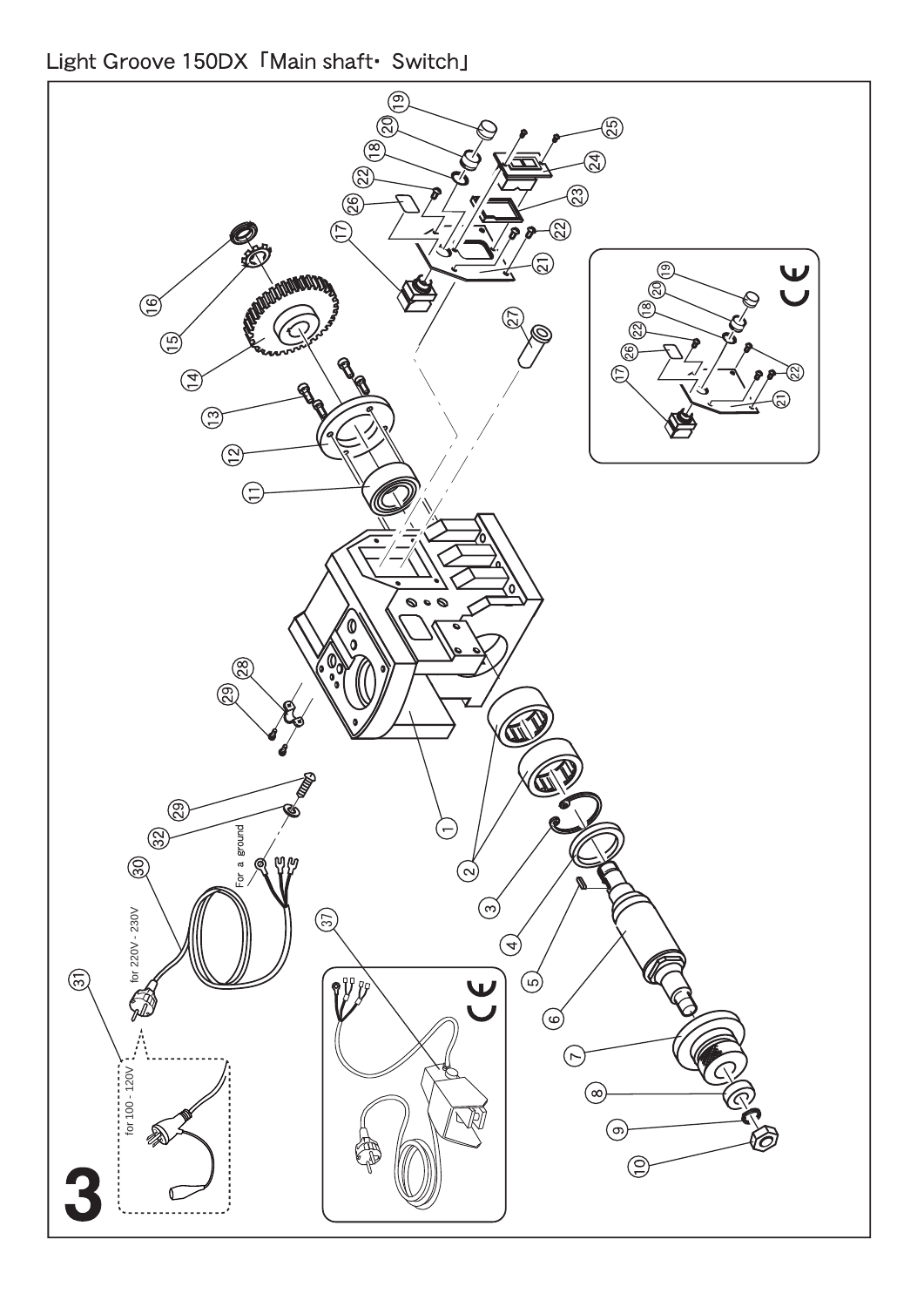# Light Groove 150DX「Main shaft・Switch」

3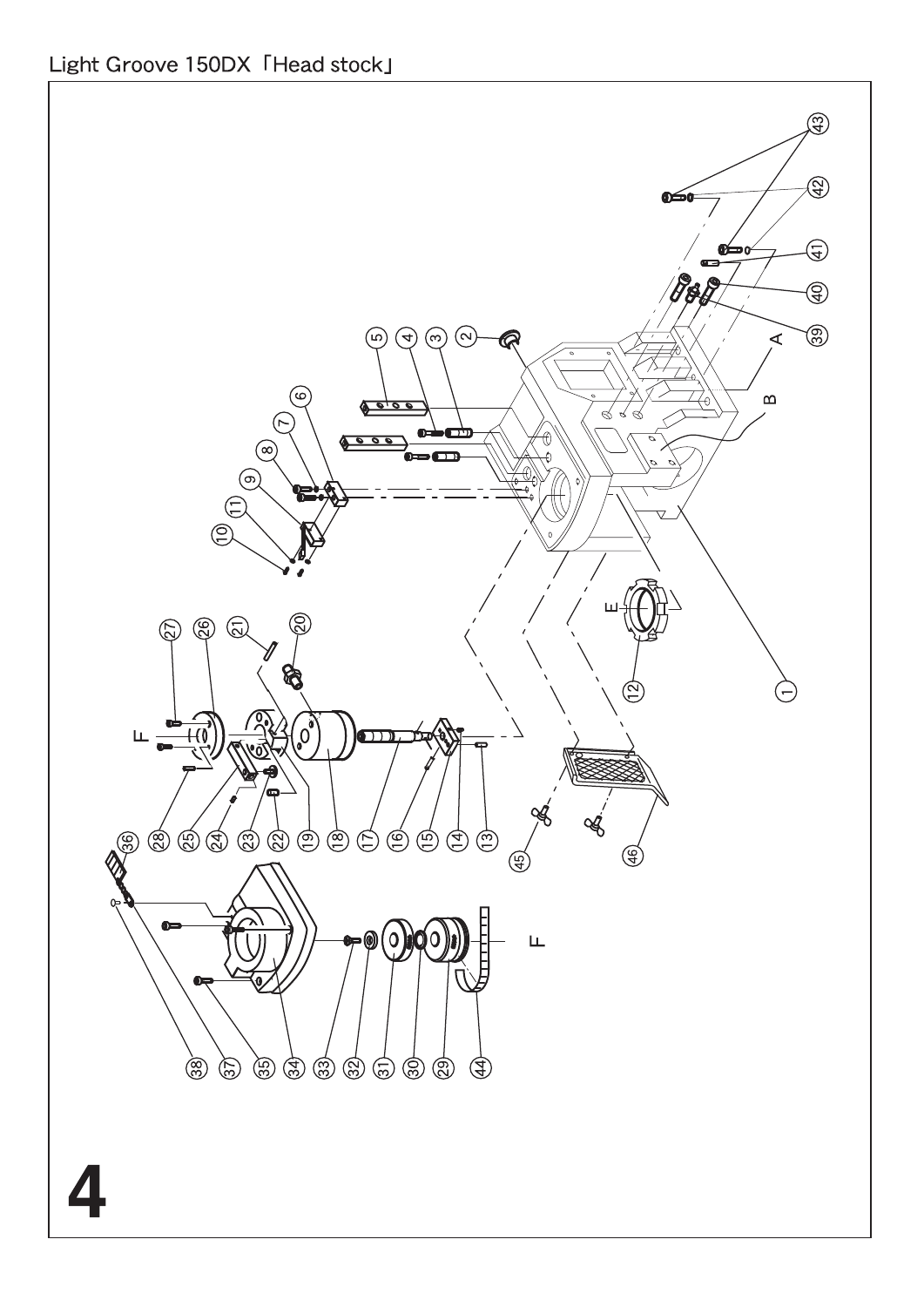Light Groove 150DX「Head stock」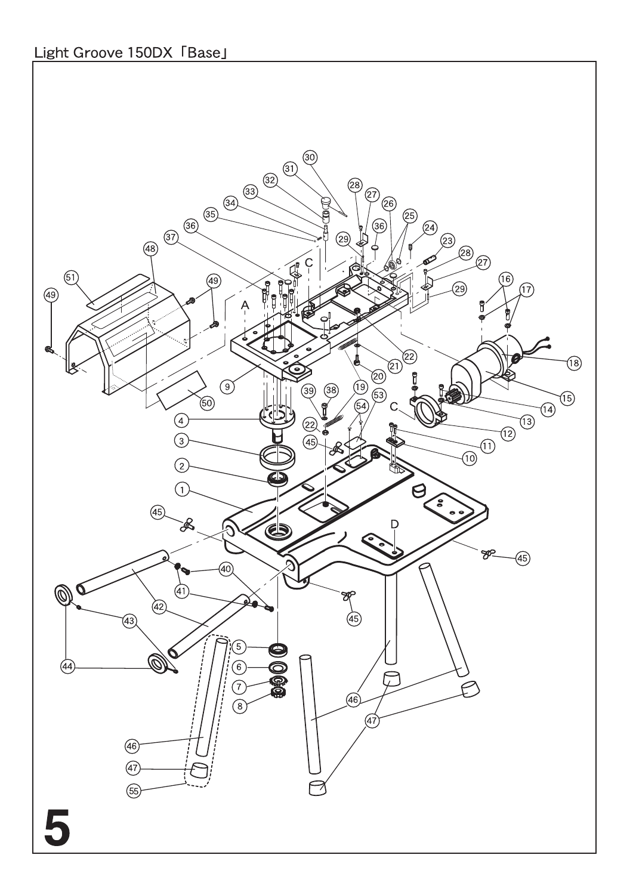Light Groove 150DX「Base」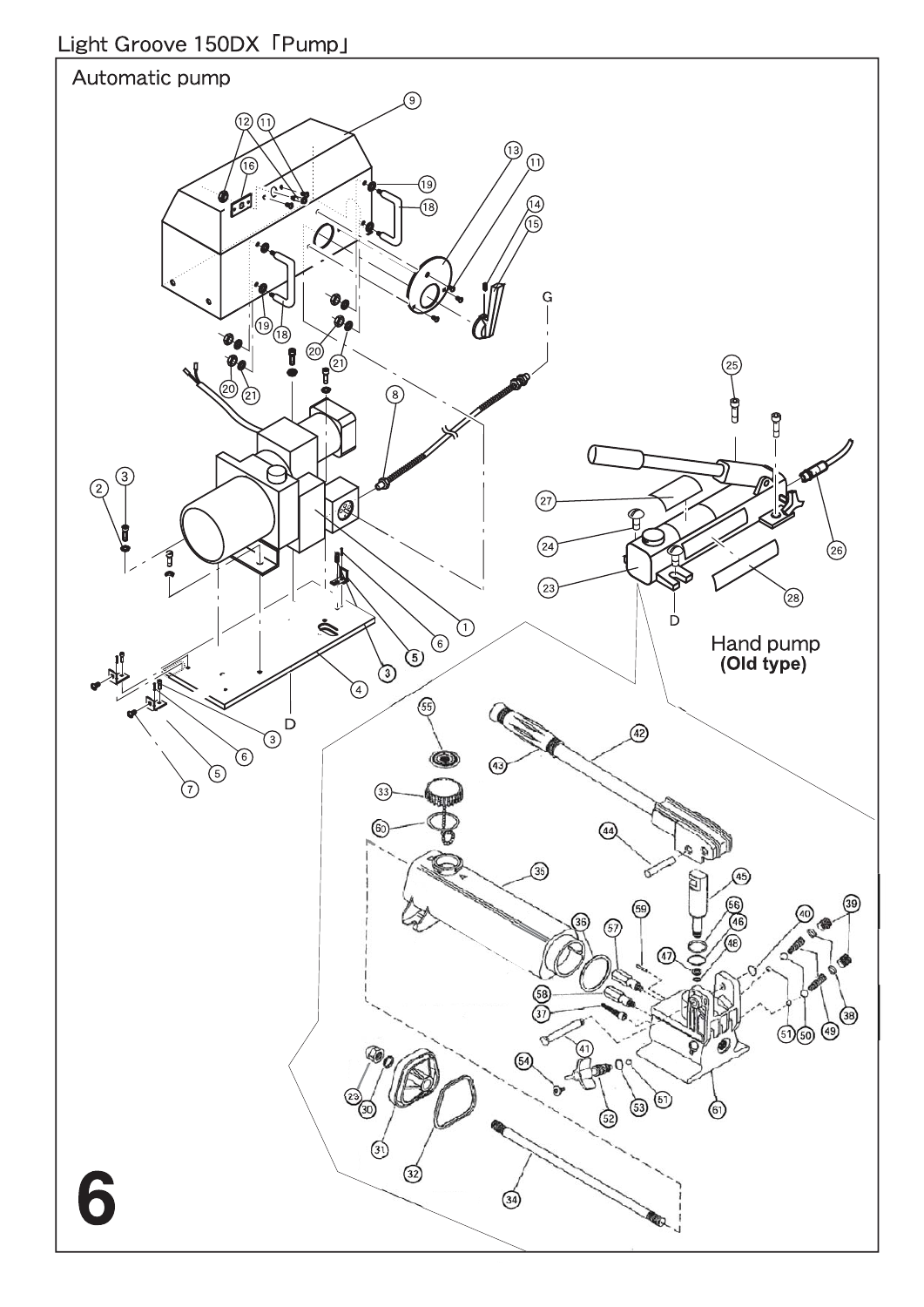# Light Groove 150DX「Pump」

## Automatic pump

Hand pump
**(Old type)**

6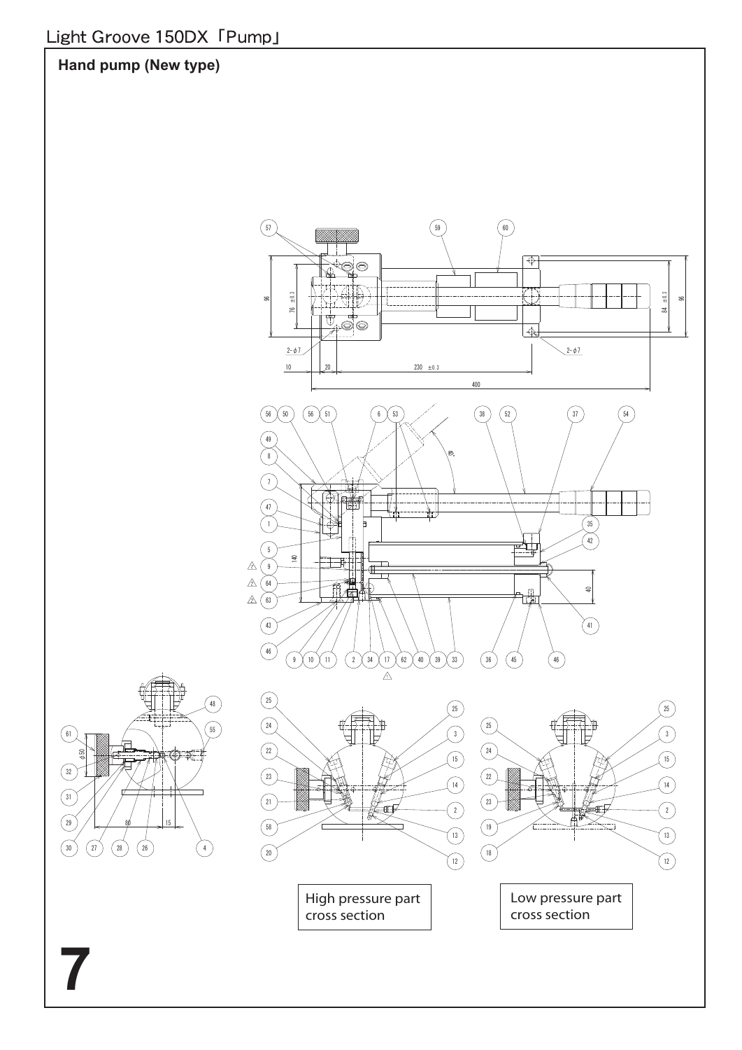## Hand pump (New type)

High pressure part cross section

Low pressure part cross section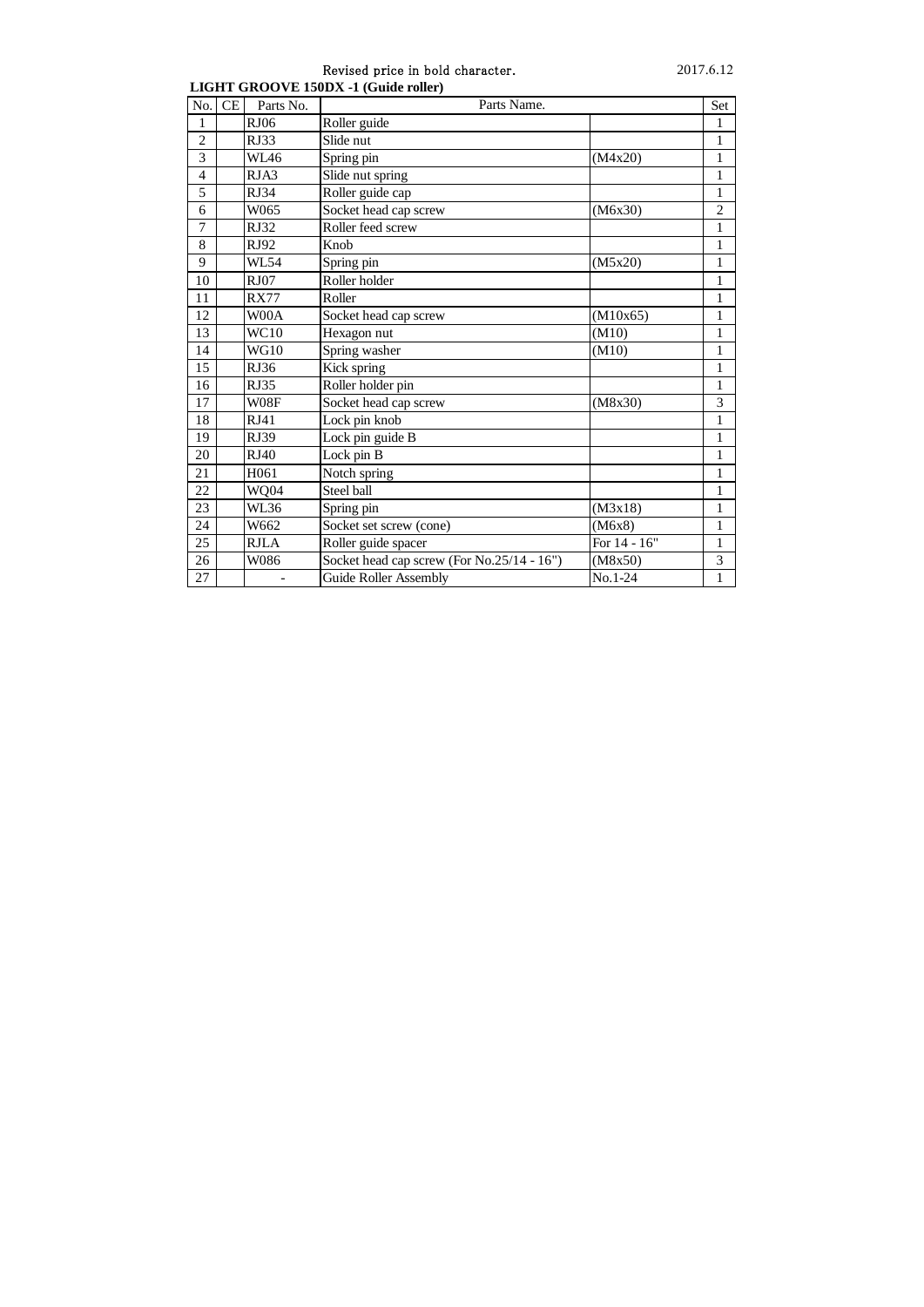Revised price in bold character.

2017.6.12

**LIGHT GROOVE 150DX -1 (Guide roller)**

| No. | CE | Parts No. | Parts Name. | | Set |
|---|---|---|---|---|---|
| 1 | | RJ06 | Roller guide | | 1 |
| 2 | | RJ33 | Slide nut | | 1 |
| 3 | | WL46 | Spring pin | (M4x20) | 1 |
| 4 | | RJA3 | Slide nut spring | | 1 |
| 5 | | RJ34 | Roller guide cap | | 1 |
| 6 | | W065 | Socket head cap screw | (M6x30) | 2 |
| 7 | | RJ32 | Roller feed screw | | 1 |
| 8 | | RJ92 | Knob | | 1 |
| 9 | | WL54 | Spring pin | (M5x20) | 1 |
| 10 | | RJ07 | Roller holder | | 1 |
| 11 | | RX77 | Roller | | 1 |
| 12 | | W00A | Socket head cap screw | (M10x65) | 1 |
| 13 | | WC10 | Hexagon nut | (M10) | 1 |
| 14 | | WG10 | Spring washer | (M10) | 1 |
| 15 | | RJ36 | Kick spring | | 1 |
| 16 | | RJ35 | Roller holder pin | | 1 |
| 17 | | W08F | Socket head cap screw | (M8x30) | 3 |
| 18 | | RJ41 | Lock pin knob | | 1 |
| 19 | | RJ39 | Lock pin guide B | | 1 |
| 20 | | RJ40 | Lock pin B | | 1 |
| 21 | | H061 | Notch spring | | 1 |
| 22 | | WQ04 | Steel ball | | 1 |
| 23 | | WL36 | Spring pin | (M3x18) | 1 |
| 24 | | W662 | Socket set screw (cone) | (M6x8) | 1 |
| 25 | | RJLA | Roller guide spacer | For 14 - 16" | 1 |
| 26 | | W086 | Socket head cap screw (For No.25/14 - 16") | (M8x50) | 3 |
| 27 | | - | Guide Roller Assembly | No.1-24 | 1 |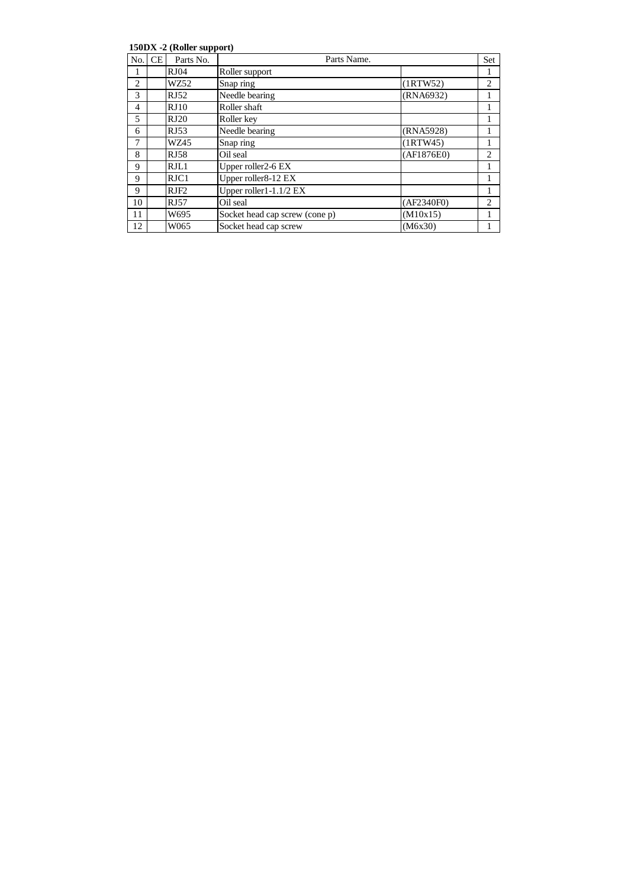**150DX -2 (Roller support)**

| No. | CE | Parts No. | Parts Name. | | Set |
|---|---|---|---|---|---|
| 1 | | RJ04 | Roller support | | 1 |
| 2 | | WZ52 | Snap ring | (1RTW52) | 2 |
| 3 | | RJ52 | Needle bearing | (RNA6932) | 1 |
| 4 | | RJ10 | Roller shaft | | 1 |
| 5 | | RJ20 | Roller key | | 1 |
| 6 | | RJ53 | Needle bearing | (RNA5928) | 1 |
| 7 | | WZ45 | Snap ring | (1RTW45) | 1 |
| 8 | | RJ58 | Oil seal | (AF1876E0) | 2 |
| 9 | | RJL1 | Upper roller2-6 EX | | 1 |
| 9 | | RJC1 | Upper roller8-12 EX | | 1 |
| 9 | | RJF2 | Upper roller1-1.1/2 EX | | 1 |
| 10 | | RJ57 | Oil seal | (AF2340F0) | 2 |
| 11 | | W695 | Socket head cap screw (cone p) | (M10x15) | 1 |
| 12 | | W065 | Socket head cap screw | (M6x30) | 1 |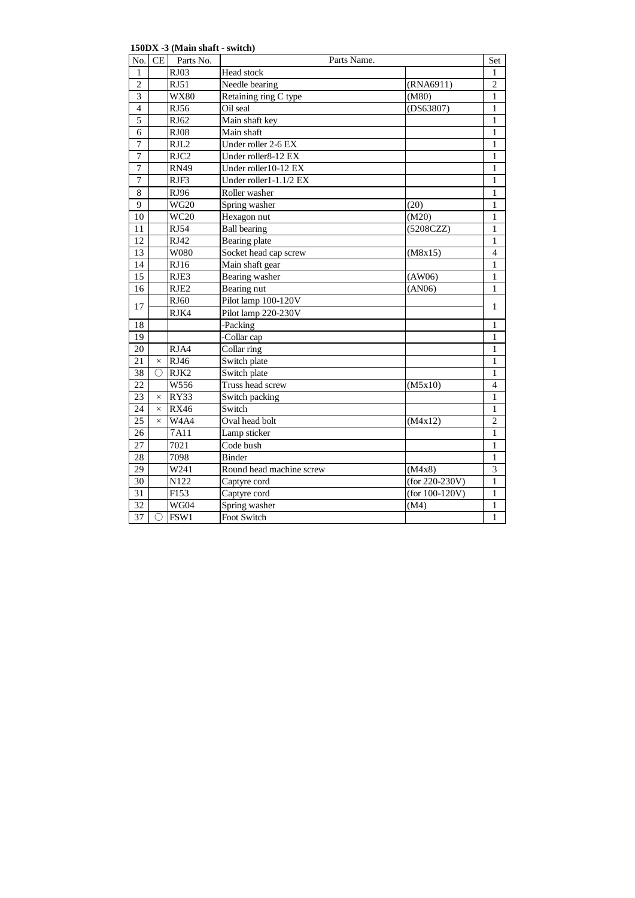**150DX -3 (Main shaft - switch)**

| No. | CE | Parts No. | Parts Name. | | Set |
|---|---|---|---|---|---|
| 1 | | RJ03 | Head stock | | 1 |
| 2 | | RJ51 | Needle bearing | (RNA6911) | 2 |
| 3 | | WX80 | Retaining ring C type | (M80) | 1 |
| 4 | | RJ56 | Oil seal | (DS63807) | 1 |
| 5 | | RJ62 | Main shaft key | | 1 |
| 6 | | RJ08 | Main shaft | | 1 |
| 7 | | RJL2 | Under roller 2-6 EX | | 1 |
| 7 | | RJC2 | Under roller8-12 EX | | 1 |
| 7 | | RN49 | Under roller10-12 EX | | 1 |
| 7 | | RJF3 | Under roller1-1.1/2 EX | | 1 |
| 8 | | RJ96 | Roller washer | | 1 |
| 9 | | WG20 | Spring washer | (20) | 1 |
| 10 | | WC20 | Hexagon nut | (M20) | 1 |
| 11 | | RJ54 | Ball bearing | (5208CZZ) | 1 |
| 12 | | RJ42 | Bearing plate | | 1 |
| 13 | | W080 | Socket head cap screw | (M8x15) | 4 |
| 14 | | RJ16 | Main shaft gear | | 1 |
| 15 | | RJE3 | Bearing washer | (AW06) | 1 |
| 16 | | RJE2 | Bearing nut | (AN06) | 1 |
| 17 | | RJ60 | Pilot lamp 100-120V | | 1 |
| | | RJK4 | Pilot lamp 220-230V | | |
| 18 | | | -Packing | | 1 |
| 19 | | | -Collar cap | | 1 |
| 20 | | RJA4 | Collar ring | | 1 |
| 21 | × | RJ46 | Switch plate | | 1 |
| 38 | ○ | RJK2 | Switch plate | | 1 |
| 22 | | W556 | Truss head screw | (M5x10) | 4 |
| 23 | × | RY33 | Switch packing | | 1 |
| 24 | × | RX46 | Switch | | 1 |
| 25 | × | W4A4 | Oval head bolt | (M4x12) | 2 |
| 26 | | 7A11 | Lamp sticker | | 1 |
| 27 | | 7021 | Code bush | | 1 |
| 28 | | 7098 | Binder | | 1 |
| 29 | | W241 | Round head machine screw | (M4x8) | 3 |
| 30 | | N122 | Captyre cord | (for 220-230V) | 1 |
| 31 | | F153 | Captyre cord | (for 100-120V) | 1 |
| 32 | | WG04 | Spring washer | (M4) | 1 |
| 37 | ○ | FSW1 | Foot Switch | | 1 |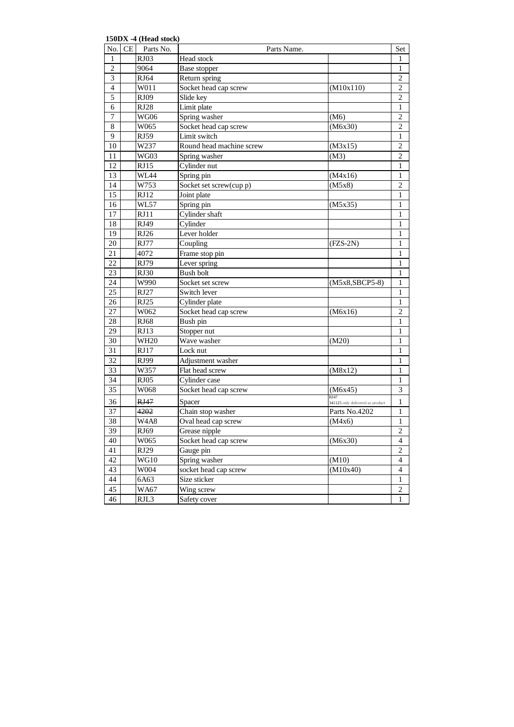**150DX -4 (Head stock)**

| No. | CE | Parts No. | Parts Name. | | Set |
|---|---|---|---|---|---|
| 1 | | RJ03 | Head stock | | 1 |
| 2 | | 9064 | Base stopper | | 1 |
| 3 | | RJ64 | Return spring | | 2 |
| 4 | | W011 | Socket head cap screw | (M10x110) | 2 |
| 5 | | RJ09 | Slide key | | 2 |
| 6 | | RJ28 | Limit plate | | 1 |
| 7 | | WG06 | Spring washer | (M6) | 2 |
| 8 | | W065 | Socket head cap screw | (M6x30) | 2 |
| 9 | | RJ59 | Limit switch | | 1 |
| 10 | | W237 | Round head machine screw | (M3x15) | 2 |
| 11 | | WG03 | Spring washer | (M3) | 2 |
| 12 | | RJ15 | Cylinder nut | | 1 |
| 13 | | WL44 | Spring pin | (M4x16) | 1 |
| 14 | | W753 | Socket set screw(cup p) | (M5x8) | 2 |
| 15 | | RJ12 | Joint plate | | 1 |
| 16 | | WL57 | Spring pin | (M5x35) | 1 |
| 17 | | RJ11 | Cylinder shaft | | 1 |
| 18 | | RJ49 | Cylinder | | 1 |
| 19 | | RJ26 | Lever holder | | 1 |
| 20 | | RJ77 | Coupling | (FZS-2N) | 1 |
| 21 | | 4072 | Frame stop pin | | 1 |
| 22 | | RJ79 | Lever spring | | 1 |
| 23 | | RJ30 | Bush bolt | | 1 |
| 24 | | W990 | Socket set screw | (M5x8,SBCP5-8) | 1 |
| 25 | | RJ27 | Switch lever | | 1 |
| 26 | | RJ25 | Cylinder plate | | 1 |
| 27 | | W062 | Socket head cap screw | (M6x16) | 2 |
| 28 | | RJ68 | Bush pin | | 1 |
| 29 | | RJ13 | Stopper nut | | 1 |
| 30 | | WH20 | Wave washer | (M20) | 1 |
| 31 | | RJ17 | Lock nut | | 1 |
| 32 | | RJ99 | Adjustment washer | | 1 |
| 33 | | W357 | Flat head screw | (M8x12) | 1 |
| 34 | | RJ05 | Cylinder case | | 1 |
| 35 | | W068 | Socket head cap screw | (M6x45) | 3 |
| 36 | | ~~RJ47~~ | Spacer | RJ47 341125 only delivered as product | 1 |
| 37 | | ~~4202~~ | Chain stop washer | Parts No.4202 | 1 |
| 38 | | W4A8 | Oval head cap screw | (M4x6) | 1 |
| 39 | | RJ69 | Grease nipple | | 2 |
| 40 | | W065 | Socket head cap screw | (M6x30) | 4 |
| 41 | | RJ29 | Gauge pin | | 2 |
| 42 | | WG10 | Spring washer | (M10) | 4 |
| 43 | | W004 | socket head cap screw | (M10x40) | 4 |
| 44 | | 6A63 | Size sticker | | 1 |
| 45 | | WA67 | Wing screw | | 2 |
| 46 | | RJL3 | Safety cover | | 1 |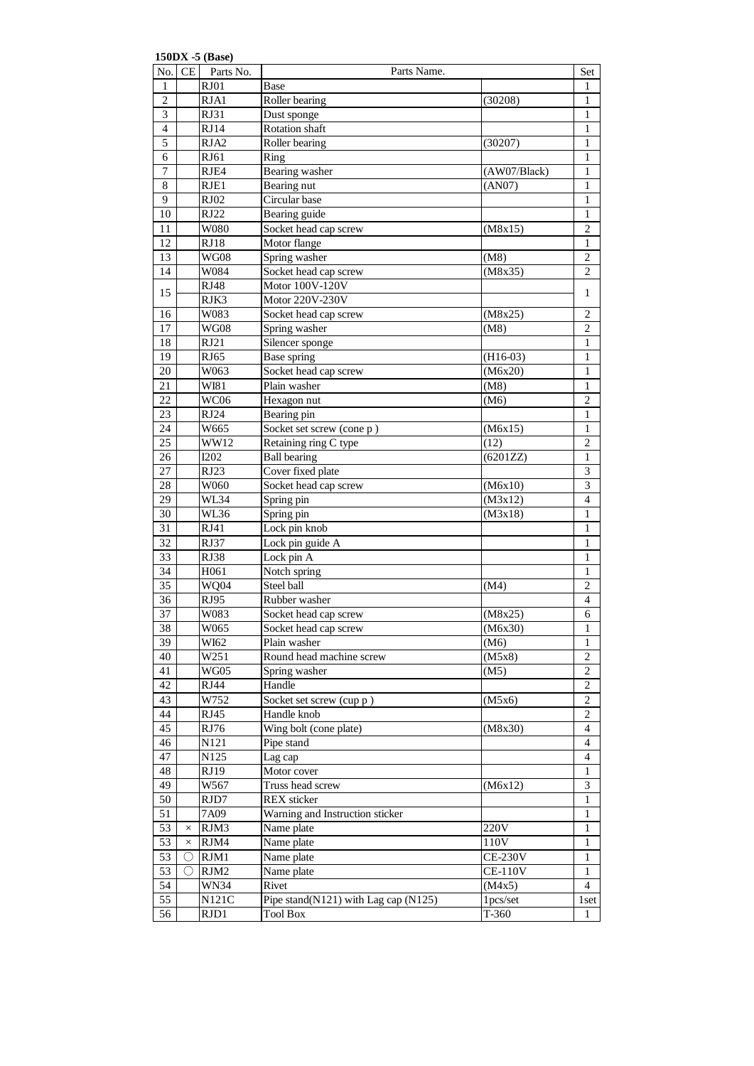**150DX -5 (Base)**

| No. | CE | Parts No. | Parts Name. | | Set |
|---|---|---|---|---|---|
| 1 | | RJ01 | Base | | 1 |
| 2 | | RJA1 | Roller bearing | (30208) | 1 |
| 3 | | RJ31 | Dust sponge | | 1 |
| 4 | | RJ14 | Rotation shaft | | 1 |
| 5 | | RJA2 | Roller bearing | (30207) | 1 |
| 6 | | RJ61 | Ring | | 1 |
| 7 | | RJE4 | Bearing washer | (AW07/Black) | 1 |
| 8 | | RJE1 | Bearing nut | (AN07) | 1 |
| 9 | | RJ02 | Circular base | | 1 |
| 10 | | RJ22 | Bearing guide | | 1 |
| 11 | | W080 | Socket head cap screw | (M8x15) | 2 |
| 12 | | RJ18 | Motor flange | | 1 |
| 13 | | WG08 | Spring washer | (M8) | 2 |
| 14 | | W084 | Socket head cap screw | (M8x35) | 2 |
| 15 | | RJ48 | Motor 100V-120V | | 1 |
| | | RJK3 | Motor 220V-230V | | |
| 16 | | W083 | Socket head cap screw | (M8x25) | 2 |
| 17 | | WG08 | Spring washer | (M8) | 2 |
| 18 | | RJ21 | Silencer sponge | | 1 |
| 19 | | RJ65 | Base spring | (H16-03) | 1 |
| 20 | | W063 | Socket head cap screw | (M6x20) | 1 |
| 21 | | WI81 | Plain washer | (M8) | 1 |
| 22 | | WC06 | Hexagon nut | (M6) | 2 |
| 23 | | RJ24 | Bearing pin | | 1 |
| 24 | | W665 | Socket set screw (cone p ) | (M6x15) | 1 |
| 25 | | WW12 | Retaining ring C type | (12) | 2 |
| 26 | | I202 | Ball bearing | (6201ZZ) | 1 |
| 27 | | RJ23 | Cover fixed plate | | 3 |
| 28 | | W060 | Socket head cap screw | (M6x10) | 3 |
| 29 | | WL34 | Spring pin | (M3x12) | 4 |
| 30 | | WL36 | Spring pin | (M3x18) | 1 |
| 31 | | RJ41 | Lock pin knob | | 1 |
| 32 | | RJ37 | Lock pin guide A | | 1 |
| 33 | | RJ38 | Lock pin A | | 1 |
| 34 | | H061 | Notch spring | | 1 |
| 35 | | WQ04 | Steel ball | (M4) | 2 |
| 36 | | RJ95 | Rubber washer | | 4 |
| 37 | | W083 | Socket head cap screw | (M8x25) | 6 |
| 38 | | W065 | Socket head cap screw | (M6x30) | 1 |
| 39 | | WI62 | Plain washer | (M6) | 1 |
| 40 | | W251 | Round head machine screw | (M5x8) | 2 |
| 41 | | WG05 | Spring washer | (M5) | 2 |
| 42 | | RJ44 | Handle | | 2 |
| 43 | | W752 | Socket set screw (cup p ) | (M5x6) | 2 |
| 44 | | RJ45 | Handle knob | | 2 |
| 45 | | RJ76 | Wing bolt (cone plate) | (M8x30) | 4 |
| 46 | | N121 | Pipe stand | | 4 |
| 47 | | N125 | Lag cap | | 4 |
| 48 | | RJ19 | Motor cover | | 1 |
| 49 | | W567 | Truss head screw | (M6x12) | 3 |
| 50 | | RJD7 | REX sticker | | 1 |
| 51 | | 7A09 | Warning and Instruction sticker | | 1 |
| 53 | × | RJM3 | Name plate | 220V | 1 |
| 53 | × | RJM4 | Name plate | 110V | 1 |
| 53 | ○ | RJM1 | Name plate | CE-230V | 1 |
| 53 | ○ | RJM2 | Name plate | CE-110V | 1 |
| 54 | | WN34 | Rivet | (M4x5) | 4 |
| 55 | | N121C | Pipe stand(N121) with Lag cap (N125) | 1pcs/set | 1set |
| 56 | | RJD1 | Tool Box | T-360 | 1 |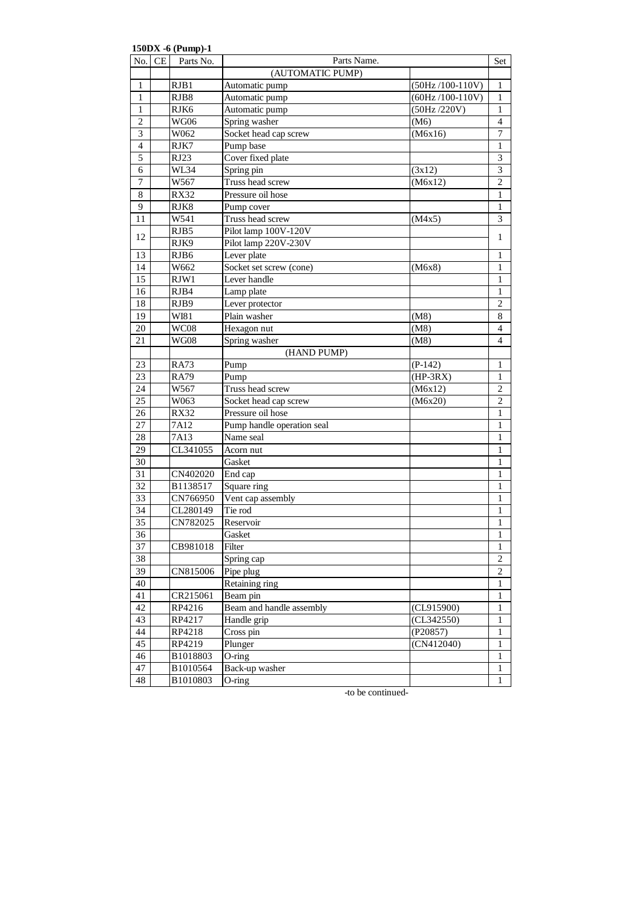**150DX -6 (Pump)-1**

| No. | CE | Parts No. | Parts Name. | | Set |
|---|---|---|---|---|---|
| | | | (AUTOMATIC PUMP) | | |
| 1 | | RJB1 | Automatic pump | (50Hz /100-110V) | 1 |
| 1 | | RJB8 | Automatic pump | (60Hz /100-110V) | 1 |
| 1 | | RJK6 | Automatic pump | (50Hz /220V) | 1 |
| 2 | | WG06 | Spring washer | (M6) | 4 |
| 3 | | W062 | Socket head cap screw | (M6x16) | 7 |
| 4 | | RJK7 | Pump base | | 1 |
| 5 | | RJ23 | Cover fixed plate | | 3 |
| 6 | | WL34 | Spring pin | (3x12) | 3 |
| 7 | | W567 | Truss head screw | (M6x12) | 2 |
| 8 | | RX32 | Pressure oil hose | | 1 |
| 9 | | RJK8 | Pump cover | | 1 |
| 11 | | W541 | Truss head screw | (M4x5) | 3 |
| 12 | | RJB5 | Pilot lamp 100V-120V | | 1 |
| | | RJK9 | Pilot lamp 220V-230V | | |
| 13 | | RJB6 | Lever plate | | 1 |
| 14 | | W662 | Socket set screw (cone) | (M6x8) | 1 |
| 15 | | RJW1 | Lever handle | | 1 |
| 16 | | RJB4 | Lamp plate | | 1 |
| 18 | | RJB9 | Lever protector | | 2 |
| 19 | | WI81 | Plain washer | (M8) | 8 |
| 20 | | WC08 | Hexagon nut | (M8) | 4 |
| 21 | | WG08 | Spring washer | (M8) | 4 |
| | | | (HAND PUMP) | | |
| 23 | | RA73 | Pump | (P-142) | 1 |
| 23 | | RA79 | Pump | (HP-3RX) | 1 |
| 24 | | W567 | Truss head screw | (M6x12) | 2 |
| 25 | | W063 | Socket head cap screw | (M6x20) | 2 |
| 26 | | RX32 | Pressure oil hose | | 1 |
| 27 | | 7A12 | Pump handle operation seal | | 1 |
| 28 | | 7A13 | Name seal | | 1 |
| 29 | | CL341055 | Acorn nut | | 1 |
| 30 | | | Gasket | | 1 |
| 31 | | CN402020 | End cap | | 1 |
| 32 | | B1138517 | Square ring | | 1 |
| 33 | | CN766950 | Vent cap assembly | | 1 |
| 34 | | CL280149 | Tie rod | | 1 |
| 35 | | CN782025 | Reservoir | | 1 |
| 36 | | | Gasket | | 1 |
| 37 | | CB981018 | Filter | | 1 |
| 38 | | | Spring cap | | 2 |
| 39 | | CN815006 | Pipe plug | | 2 |
| 40 | | | Retaining ring | | 1 |
| 41 | | CR215061 | Beam pin | | 1 |
| 42 | | RP4216 | Beam and handle assembly | (CL915900) | 1 |
| 43 | | RP4217 | Handle grip | (CL342550) | 1 |
| 44 | | RP4218 | Cross pin | (P20857) | 1 |
| 45 | | RP4219 | Plunger | (CN412040) | 1 |
| 46 | | B1018803 | O-ring | | 1 |
| 47 | | B1010564 | Back-up washer | | 1 |
| 48 | | B1010803 | O-ring | | 1 |

-to be continued-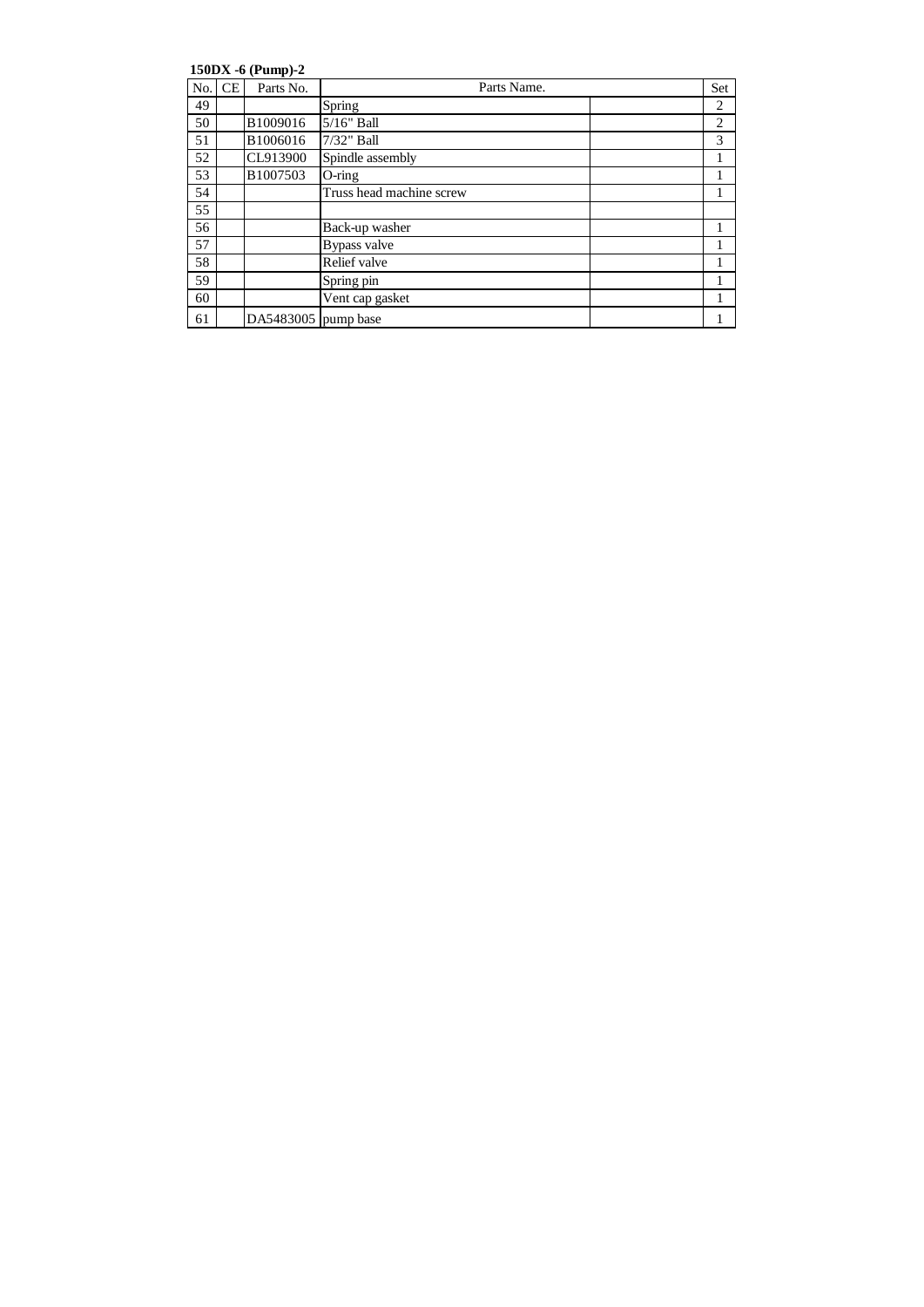**150DX -6 (Pump)-2**

| No. | CE | Parts No. | Parts Name. | | Set |
|---|---|---|---|---|---|
| 49 | | | Spring | | 2 |
| 50 | | B1009016 | 5/16" Ball | | 2 |
| 51 | | B1006016 | 7/32" Ball | | 3 |
| 52 | | CL913900 | Spindle assembly | | 1 |
| 53 | | B1007503 | O-ring | | 1 |
| 54 | | | Truss head machine screw | | 1 |
| 55 | | | | | |
| 56 | | | Back-up washer | | 1 |
| 57 | | | Bypass valve | | 1 |
| 58 | | | Relief valve | | 1 |
| 59 | | | Spring pin | | 1 |
| 60 | | | Vent cap gasket | | 1 |
| 61 | | DA5483005 | pump base | | 1 |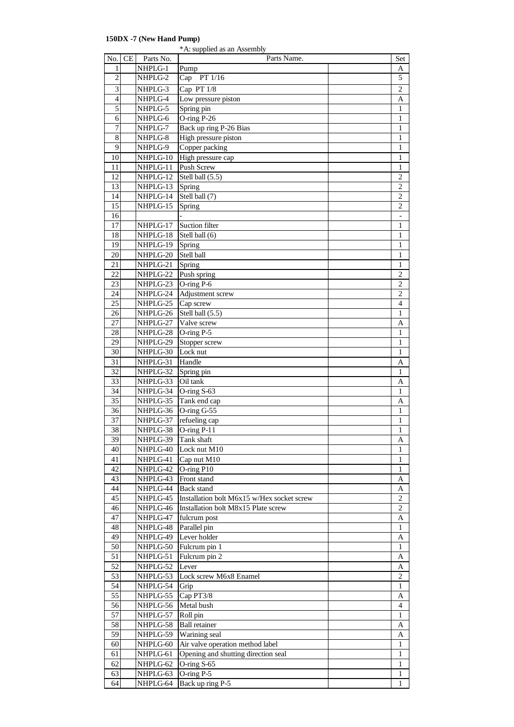**150DX -7 (New Hand Pump)**

*A: supplied as an Assembly

| No. | CE | Parts No. | Parts Name. | | Set |
|---|---|---|---|---|---|
| 1 | | NHPLG-1 | Pump | | A |
| 2 | | NHPLG-2 | Cap PT 1/16 | | 5 |
| 3 | | NHPLG-3 | Cap PT 1/8 | | 2 |
| 4 | | NHPLG-4 | Low pressure piston | | A |
| 5 | | NHPLG-5 | Spring pin | | 1 |
| 6 | | NHPLG-6 | O-ring P-26 | | 1 |
| 7 | | NHPLG-7 | Back up ring P-26 Bias | | 1 |
| 8 | | NHPLG-8 | High pressure piston | | 1 |
| 9 | | NHPLG-9 | Copper packing | | 1 |
| 10 | | NHPLG-10 | High pressure cap | | 1 |
| 11 | | NHPLG-11 | Push Screw | | 1 |
| 12 | | NHPLG-12 | Stell ball (5.5) | | 2 |
| 13 | | NHPLG-13 | Spring | | 2 |
| 14 | | NHPLG-14 | Stell ball (7) | | 2 |
| 15 | | NHPLG-15 | Spring | | 2 |
| 16 | | | - | | - |
| 17 | | NHPLG-17 | Suction filter | | 1 |
| 18 | | NHPLG-18 | Stell ball (6) | | 1 |
| 19 | | NHPLG-19 | Spring | | 1 |
| 20 | | NHPLG-20 | Stell ball | | 1 |
| 21 | | NHPLG-21 | Spring | | 1 |
| 22 | | NHPLG-22 | Push spring | | 2 |
| 23 | | NHPLG-23 | O-ring P-6 | | 2 |
| 24 | | NHPLG-24 | Adjustment screw | | 2 |
| 25 | | NHPLG-25 | Cap screw | | 4 |
| 26 | | NHPLG-26 | Stell ball (5.5) | | 1 |
| 27 | | NHPLG-27 | Valve screw | | A |
| 28 | | NHPLG-28 | O-ring P-5 | | 1 |
| 29 | | NHPLG-29 | Stopper screw | | 1 |
| 30 | | NHPLG-30 | Lock nut | | 1 |
| 31 | | NHPLG-31 | Handle | | A |
| 32 | | NHPLG-32 | Spring pin | | 1 |
| 33 | | NHPLG-33 | Oil tank | | A |
| 34 | | NHPLG-34 | O-ring S-63 | | 1 |
| 35 | | NHPLG-35 | Tank end cap | | A |
| 36 | | NHPLG-36 | O-ring G-55 | | 1 |
| 37 | | NHPLG-37 | refueling cap | | 1 |
| 38 | | NHPLG-38 | O-ring P-11 | | 1 |
| 39 | | NHPLG-39 | Tank shaft | | A |
| 40 | | NHPLG-40 | Lock nut M10 | | 1 |
| 41 | | NHPLG-41 | Cap nut M10 | | 1 |
| 42 | | NHPLG-42 | O-ring P10 | | 1 |
| 43 | | NHPLG-43 | Front stand | | A |
| 44 | | NHPLG-44 | Back stand | | A |
| 45 | | NHPLG-45 | Installation bolt M6x15 w/Hex socket screw | | 2 |
| 46 | | NHPLG-46 | Installation bolt M8x15 Plate screw | | 2 |
| 47 | | NHPLG-47 | fulcrum post | | A |
| 48 | | NHPLG-48 | Parallel pin | | 1 |
| 49 | | NHPLG-49 | Lever holder | | A |
| 50 | | NHPLG-50 | Fulcrum pin 1 | | 1 |
| 51 | | NHPLG-51 | Fulcrum pin 2 | | A |
| 52 | | NHPLG-52 | Lever | | A |
| 53 | | NHPLG-53 | Lock screw M6x8 Enamel | | 2 |
| 54 | | NHPLG-54 | Grip | | 1 |
| 55 | | NHPLG-55 | Cap PT3/8 | | A |
| 56 | | NHPLG-56 | Metal bush | | 4 |
| 57 | | NHPLG-57 | Roll pin | | 1 |
| 58 | | NHPLG-58 | Ball retainer | | A |
| 59 | | NHPLG-59 | Warining seal | | A |
| 60 | | NHPLG-60 | Air valve operation method label | | 1 |
| 61 | | NHPLG-61 | Opening and shutting direction seal | | 1 |
| 62 | | NHPLG-62 | O-ring S-65 | | 1 |
| 63 | | NHPLG-63 | O-ring P-5 | | 1 |
| 64 | | NHPLG-64 | Back up ring P-5 | | 1 |